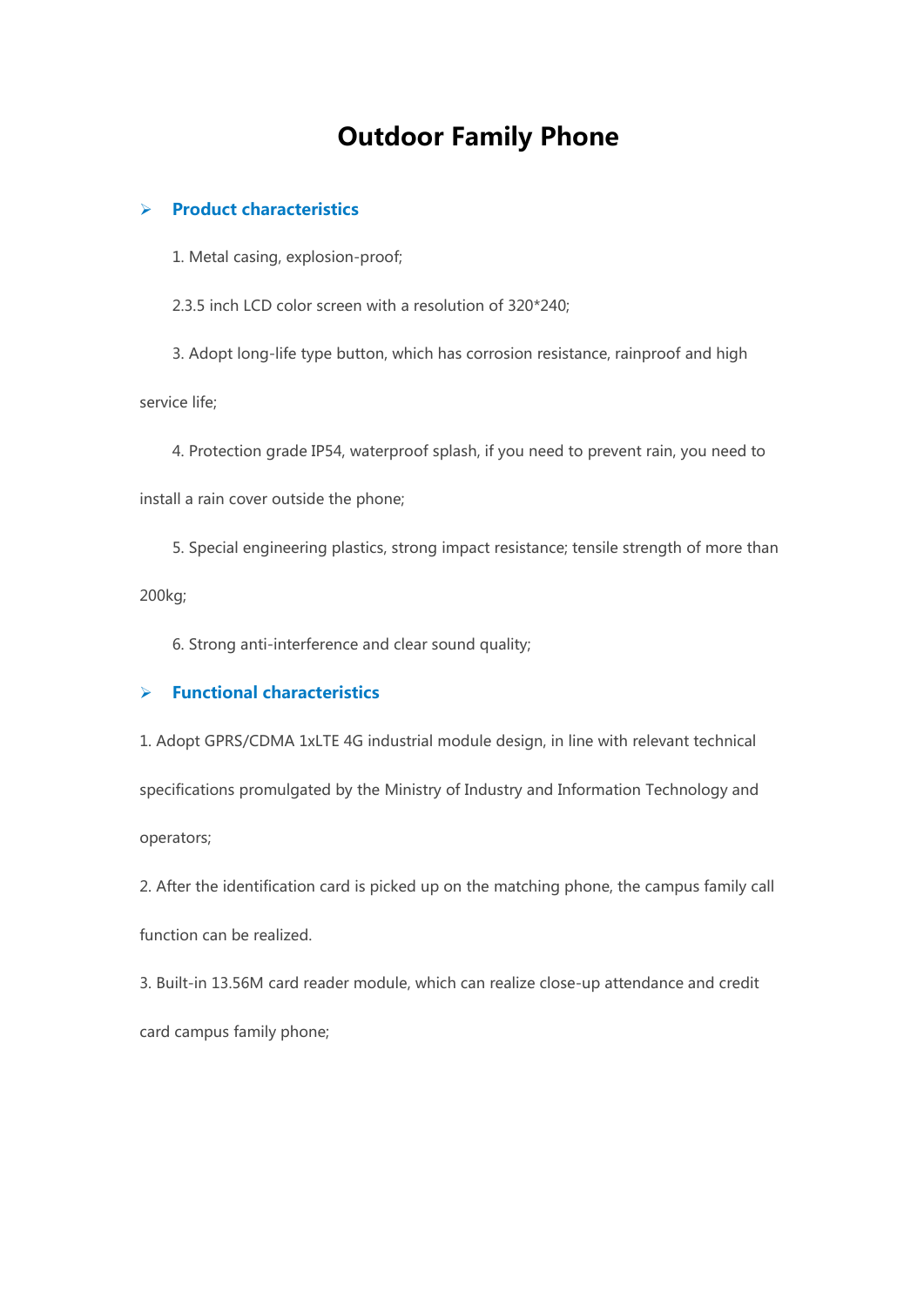# Outdoor Family Phone

## ➢ Product characteristics

1. Metal casing, explosion-proof;

2.3.5 inch LCD color screen with a resolution of 320*240;

3. Adopt long-life type button, which has corrosion resistance, rainproof and high service life;

4. Protection grade IP54, waterproof splash, if you need to prevent rain, you need to install a rain cover outside the phone;

5. Special engineering plastics, strong impact resistance; tensile strength of more than 200kg;

6. Strong anti-interference and clear sound quality;

## ➢ Functional characteristics

1. Adopt GPRS/CDMA 1xLTE 4G industrial module design, in line with relevant technical specifications promulgated by the Ministry of Industry and Information Technology and operators;

2. After the identification card is picked up on the matching phone, the campus family call function can be realized.

3. Built-in 13.56M card reader module, which can realize close-up attendance and credit card campus family phone;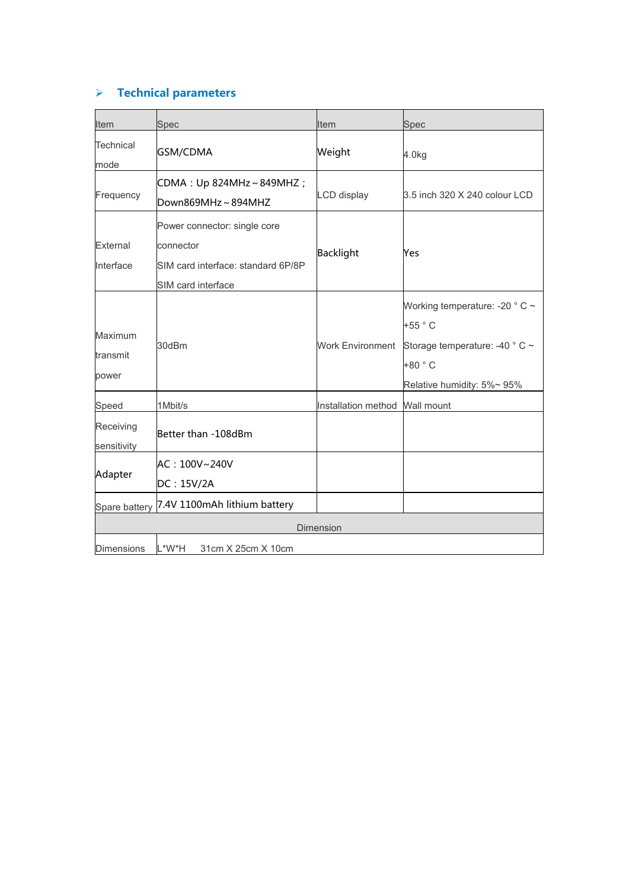## Technical parameters

| Item | Spec | Item | Spec |
|---|---|---|---|
| Technical mode | GSM/CDMA | Weight | 4.0kg |
| Frequency | CDMA：Up 824MHz～849MHZ；Down869MHz～894MHZ | LCD display | 3.5 inch 320 X 240 colour LCD |
| External Interface | Power connector: single core connector<br>SIM card interface: standard 6P/8P SIM card interface | Backlight | Yes |
| Maximum transmit power | 30dBm | Work Environment | Working temperature: -20 ° C ~ +55 ° C<br>Storage temperature: -40 ° C ~ +80 ° C<br>Relative humidity: 5%~ 95% |
| Speed | 1Mbit/s | Installation method | Wall mount |
| Receiving sensitivity | Better than -108dBm | | |
| Adapter | AC：100V~240V<br>DC：15V/2A | | |
| Spare battery | 7.4V 1100mAh lithium battery | | |
| Dimension | | | |
| Dimensions | L*W*H 31cm X 25cm X 10cm | | |